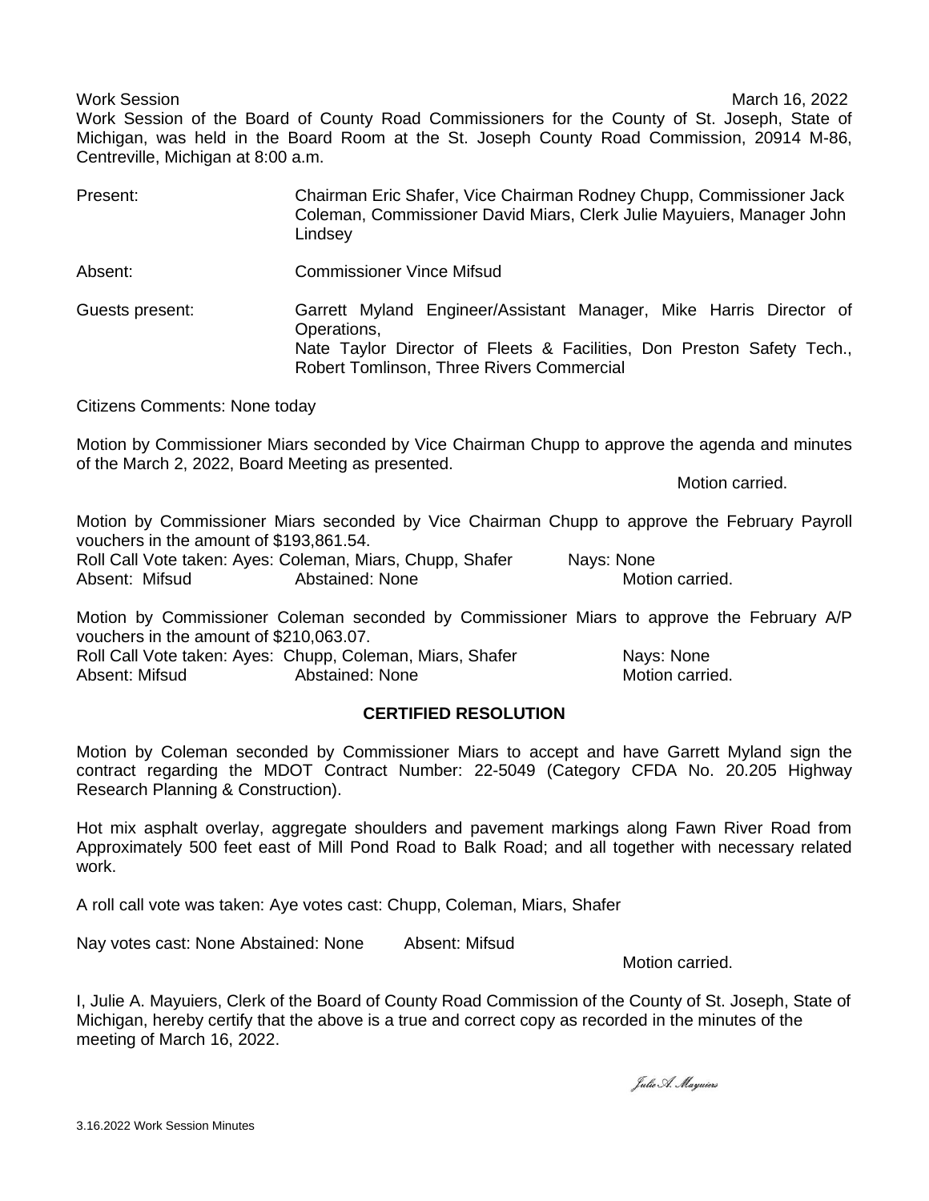Work Session March 16, 2022

Work Session of the Board of County Road Commissioners for the County of St. Joseph, State of Michigan, was held in the Board Room at the St. Joseph County Road Commission, 20914 M-86, Centreville, Michigan at 8:00 a.m.

Present: Chairman Eric Shafer, Vice Chairman Rodney Chupp, Commissioner Jack Coleman, Commissioner David Miars, Clerk Julie Mayuiers, Manager John Lindsey

Absent: Commissioner Vince Mifsud

Guests present: Garrett Myland Engineer/Assistant Manager, Mike Harris Director of Operations,
Nate Taylor Director of Fleets & Facilities, Don Preston Safety Tech., Robert Tomlinson, Three Rivers Commercial

Citizens Comments: None today

Motion by Commissioner Miars seconded by Vice Chairman Chupp to approve the agenda and minutes of the March 2, 2022, Board Meeting as presented.

Motion carried.

Motion by Commissioner Miars seconded by Vice Chairman Chupp to approve the February Payroll vouchers in the amount of $193,861.54.
Roll Call Vote taken: Ayes: Coleman, Miars, Chupp, Shafer Nays: None
Absent: Mifsud Abstained: None Motion carried.

Motion by Commissioner Coleman seconded by Commissioner Miars to approve the February A/P vouchers in the amount of $210,063.07.
Roll Call Vote taken: Ayes: Chupp, Coleman, Miars, Shafer Nays: None
Absent: Mifsud Abstained: None Motion carried.

**CERTIFIED RESOLUTION**

Motion by Coleman seconded by Commissioner Miars to accept and have Garrett Myland sign the contract regarding the MDOT Contract Number: 22-5049 (Category CFDA No. 20.205 Highway Research Planning & Construction).

Hot mix asphalt overlay, aggregate shoulders and pavement markings along Fawn River Road from Approximately 500 feet east of Mill Pond Road to Balk Road; and all together with necessary related work.

A roll call vote was taken: Aye votes cast: Chupp, Coleman, Miars, Shafer

Nay votes cast: None Abstained: None Absent: Mifsud

Motion carried.

I, Julie A. Mayuiers, Clerk of the Board of County Road Commission of the County of St. Joseph, State of Michigan, hereby certify that the above is a true and correct copy as recorded in the minutes of the meeting of March 16, 2022.

*Julie A. Mayuiers*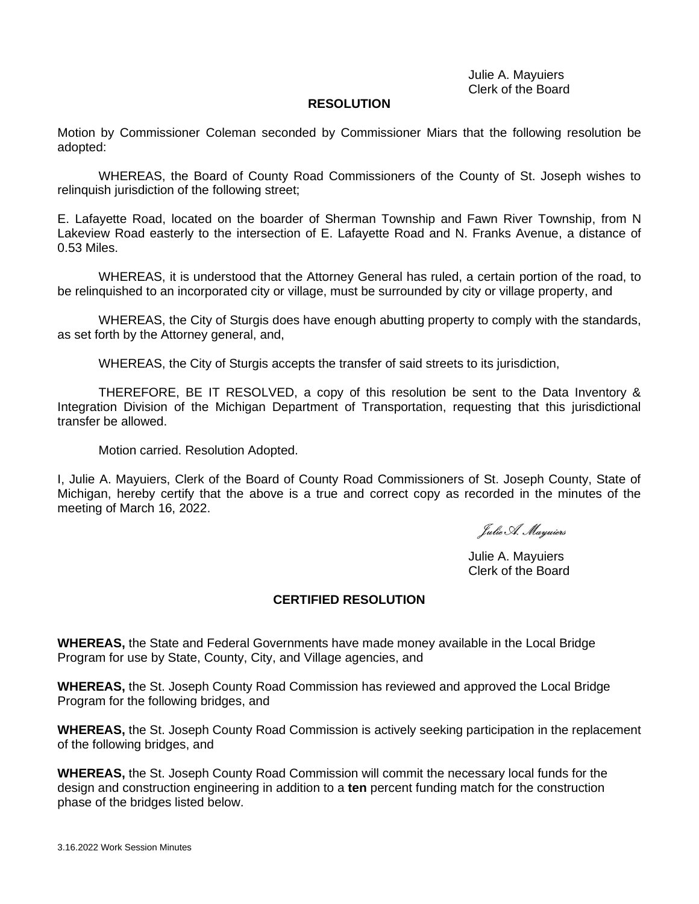Julie A. Mayuiers
Clerk of the Board

**RESOLUTION**

Motion by Commissioner Coleman seconded by Commissioner Miars that the following resolution be adopted:

WHEREAS, the Board of County Road Commissioners of the County of St. Joseph wishes to relinquish jurisdiction of the following street;

E. Lafayette Road, located on the boarder of Sherman Township and Fawn River Township, from N Lakeview Road easterly to the intersection of E. Lafayette Road and N. Franks Avenue, a distance of 0.53 Miles.

WHEREAS, it is understood that the Attorney General has ruled, a certain portion of the road, to be relinquished to an incorporated city or village, must be surrounded by city or village property, and

WHEREAS, the City of Sturgis does have enough abutting property to comply with the standards, as set forth by the Attorney general, and,

WHEREAS, the City of Sturgis accepts the transfer of said streets to its jurisdiction,

THEREFORE, BE IT RESOLVED, a copy of this resolution be sent to the Data Inventory & Integration Division of the Michigan Department of Transportation, requesting that this jurisdictional transfer be allowed.

Motion carried. Resolution Adopted.

I, Julie A. Mayuiers, Clerk of the Board of County Road Commissioners of St. Joseph County, State of Michigan, hereby certify that the above is a true and correct copy as recorded in the minutes of the meeting of March 16, 2022.

*Julie A. Mayuiers*

Julie A. Mayuiers
Clerk of the Board

**CERTIFIED RESOLUTION**

**WHEREAS,** the State and Federal Governments have made money available in the Local Bridge Program for use by State, County, City, and Village agencies, and

**WHEREAS,** the St. Joseph County Road Commission has reviewed and approved the Local Bridge Program for the following bridges, and

**WHEREAS,** the St. Joseph County Road Commission is actively seeking participation in the replacement of the following bridges, and

**WHEREAS,** the St. Joseph County Road Commission will commit the necessary local funds for the design and construction engineering in addition to a **ten** percent funding match for the construction phase of the bridges listed below.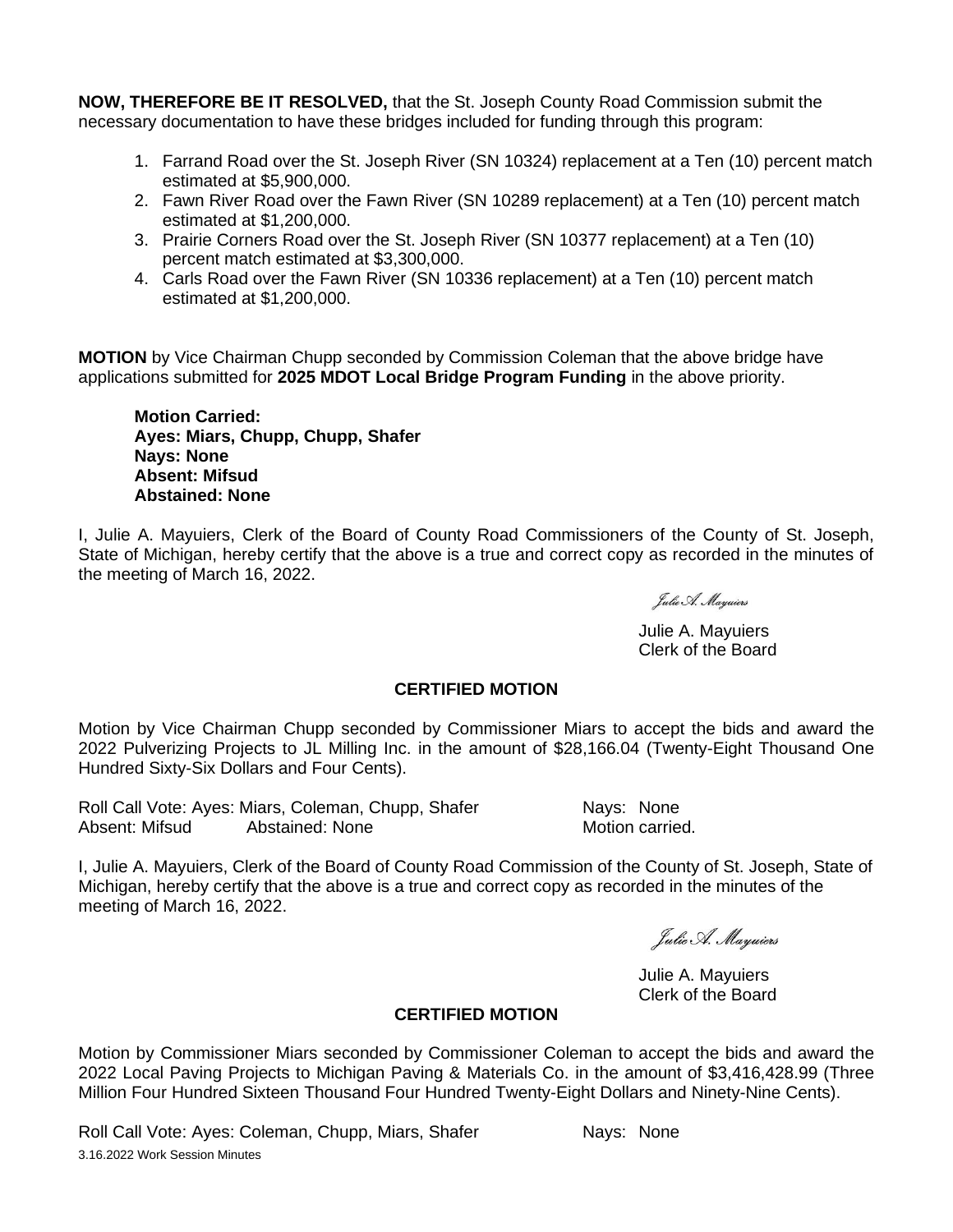**NOW, THEREFORE BE IT RESOLVED,** that the St. Joseph County Road Commission submit the necessary documentation to have these bridges included for funding through this program:

1. Farrand Road over the St. Joseph River (SN 10324) replacement at a Ten (10) percent match estimated at $5,900,000.
2. Fawn River Road over the Fawn River (SN 10289 replacement) at a Ten (10) percent match estimated at $1,200,000.
3. Prairie Corners Road over the St. Joseph River (SN 10377 replacement) at a Ten (10) percent match estimated at $3,300,000.
4. Carls Road over the Fawn River (SN 10336 replacement) at a Ten (10) percent match estimated at $1,200,000.

**MOTION** by Vice Chairman Chupp seconded by Commission Coleman that the above bridge have applications submitted for **2025 MDOT Local Bridge Program Funding** in the above priority.

**Motion Carried:**
**Ayes: Miars, Chupp, Chupp, Shafer**
**Nays: None**
**Absent: Mifsud**
**Abstained: None**

I, Julie A. Mayuiers, Clerk of the Board of County Road Commissioners of the County of St. Joseph, State of Michigan, hereby certify that the above is a true and correct copy as recorded in the minutes of the meeting of March 16, 2022.

*Julie A. Mayuiers*

Julie A. Mayuiers
Clerk of the Board

**CERTIFIED MOTION**

Motion by Vice Chairman Chupp seconded by Commissioner Miars to accept the bids and award the 2022 Pulverizing Projects to JL Milling Inc. in the amount of $28,166.04 (Twenty-Eight Thousand One Hundred Sixty-Six Dollars and Four Cents).

Roll Call Vote: Ayes: Miars, Coleman, Chupp, Shafer Nays: None
Absent: Mifsud Abstained: None Motion carried.

I, Julie A. Mayuiers, Clerk of the Board of County Road Commission of the County of St. Joseph, State of Michigan, hereby certify that the above is a true and correct copy as recorded in the minutes of the meeting of March 16, 2022.

*Julie A. Mayuiers*

Julie A. Mayuiers
Clerk of the Board

**CERTIFIED MOTION**

Motion by Commissioner Miars seconded by Commissioner Coleman to accept the bids and award the 2022 Local Paving Projects to Michigan Paving & Materials Co. in the amount of $3,416,428.99 (Three Million Four Hundred Sixteen Thousand Four Hundred Twenty-Eight Dollars and Ninety-Nine Cents).

Roll Call Vote: Ayes: Coleman, Chupp, Miars, Shafer Nays: None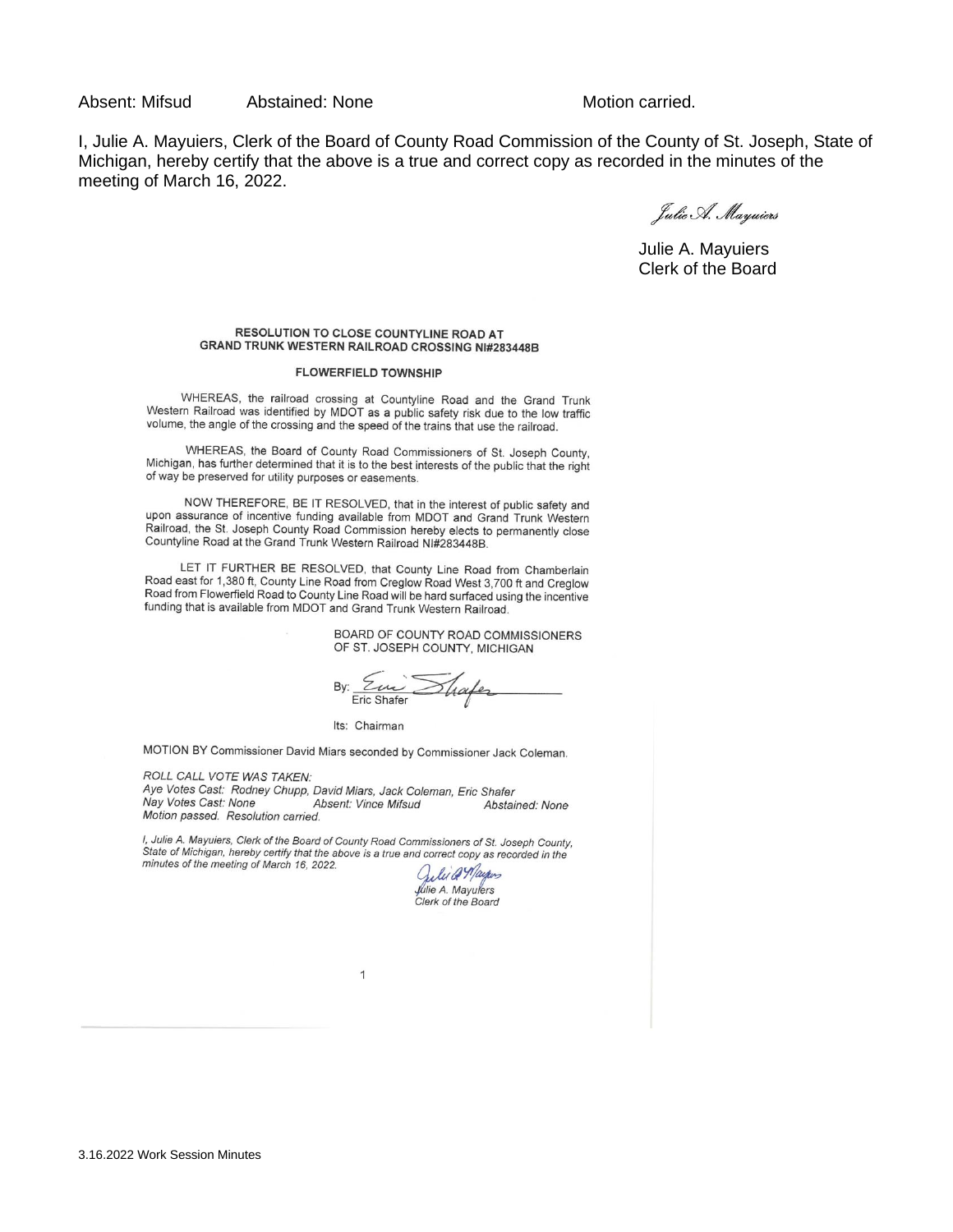Absent: Mifsud Abstained: None Motion carried.

I, Julie A. Mayuiers, Clerk of the Board of County Road Commission of the County of St. Joseph, State of Michigan, hereby certify that the above is a true and correct copy as recorded in the minutes of the meeting of March 16, 2022.

*Julie A. Mayuiers*

Julie A. Mayuiers
Clerk of the Board

**RESOLUTION TO CLOSE COUNTYLINE ROAD AT GRAND TRUNK WESTERN RAILROAD CROSSING NI#283448B**

**FLOWERFIELD TOWNSHIP**

WHEREAS, the railroad crossing at Countyline Road and the Grand Trunk Western Railroad was identified by MDOT as a public safety risk due to the low traffic volume, the angle of the crossing and the speed of the trains that use the railroad.

WHEREAS, the Board of County Road Commissioners of St. Joseph County, Michigan, has further determined that it is to the best interests of the public that the right of way be preserved for utility purposes or easements.

NOW THEREFORE, BE IT RESOLVED, that in the interest of public safety and upon assurance of incentive funding available from MDOT and Grand Trunk Western Railroad, the St. Joseph County Road Commission hereby elects to permanently close Countyline Road at the Grand Trunk Western Railroad NI#283448B.

LET IT FURTHER BE RESOLVED, that County Line Road from Chamberlain Road east for 1,380 ft, County Line Road from Creglow Road West 3,700 ft and Creglow Road from Flowerfield Road to County Line Road will be hard surfaced using the incentive funding that is available from MDOT and Grand Trunk Western Railroad.

BOARD OF COUNTY ROAD COMMISSIONERS
OF ST. JOSEPH COUNTY, MICHIGAN

By: Eric Shafer

Its: Chairman

MOTION BY Commissioner David Miars seconded by Commissioner Jack Coleman.

*ROLL CALL VOTE WAS TAKEN:*
*Aye Votes Cast: Rodney Chupp, David Miars, Jack Coleman, Eric Shafer*
*Nay Votes Cast: None Absent: Vince Mifsud Abstained: None*
*Motion passed. Resolution carried.*

*I, Julie A. Mayuiers, Clerk of the Board of County Road Commissioners of St. Joseph County, State of Michigan, hereby certify that the above is a true and correct copy as recorded in the minutes of the meeting of March 16, 2022.*

*Julie A. Mayuiers*
*Clerk of the Board*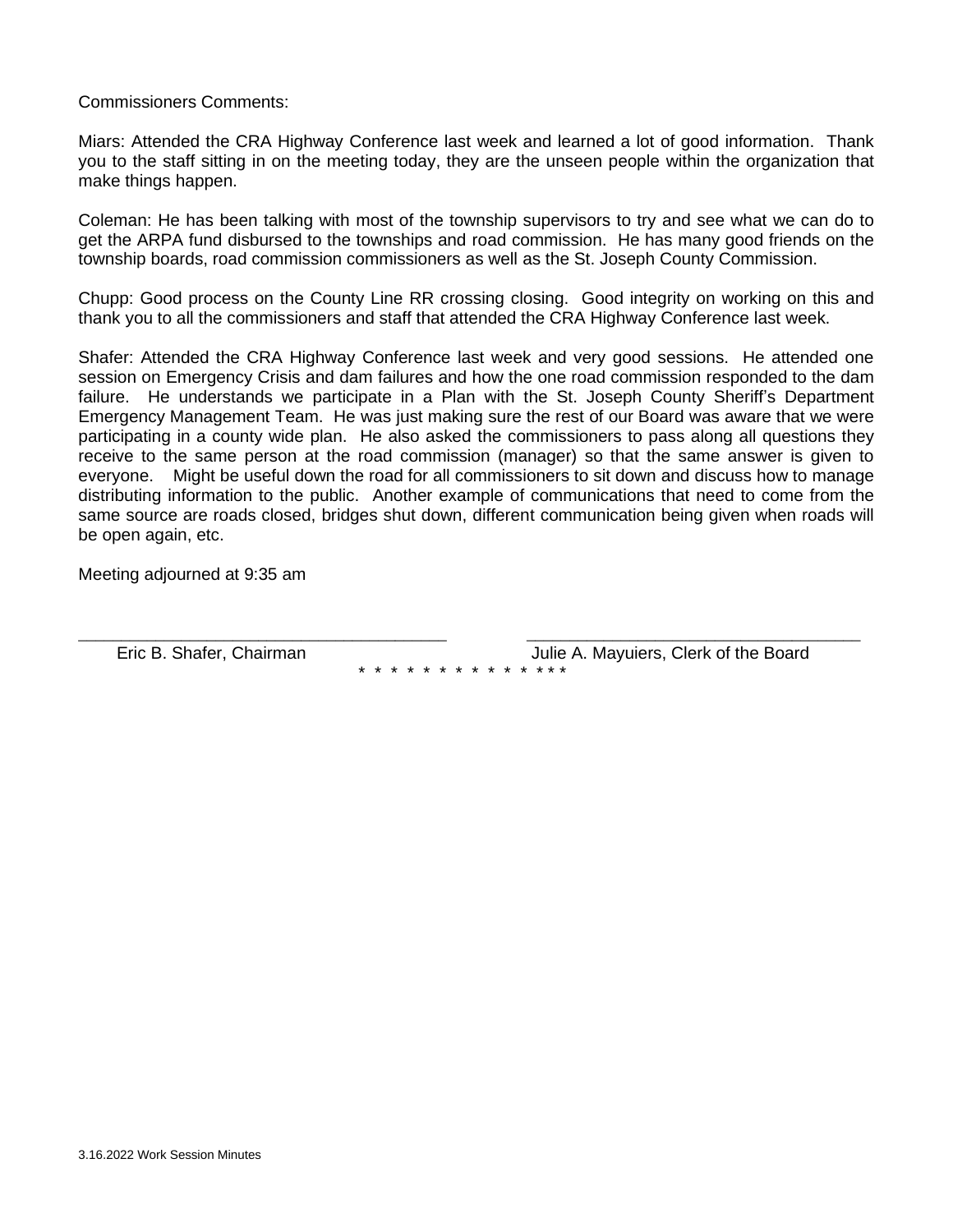Commissioners Comments:

Miars: Attended the CRA Highway Conference last week and learned a lot of good information. Thank you to the staff sitting in on the meeting today, they are the unseen people within the organization that make things happen.

Coleman: He has been talking with most of the township supervisors to try and see what we can do to get the ARPA fund disbursed to the townships and road commission. He has many good friends on the township boards, road commission commissioners as well as the St. Joseph County Commission.

Chupp: Good process on the County Line RR crossing closing. Good integrity on working on this and thank you to all the commissioners and staff that attended the CRA Highway Conference last week.

Shafer: Attended the CRA Highway Conference last week and very good sessions. He attended one session on Emergency Crisis and dam failures and how the one road commission responded to the dam failure. He understands we participate in a Plan with the St. Joseph County Sheriff's Department Emergency Management Team. He was just making sure the rest of our Board was aware that we were participating in a county wide plan. He also asked the commissioners to pass along all questions they receive to the same person at the road commission (manager) so that the same answer is given to everyone. Might be useful down the road for all commissioners to sit down and discuss how to manage distributing information to the public. Another example of communications that need to come from the same source are roads closed, bridges shut down, different communication being given when roads will be open again, etc.

Meeting adjourned at 9:35 am

\_\_\_\_\_\_\_\_\_\_\_\_\_\_\_\_\_\_\_\_\_\_\_\_\_\_\_\_\_\_\_\_\_\_\_\_\_\_\_\_ \_\_\_\_\_\_\_\_\_\_\_\_\_\_\_\_\_\_\_\_\_\_\_\_\_\_\_\_\_\_\_\_\_\_\_\_\_\_\_\_

Eric B. Shafer, Chairman Julie A. Mayuiers, Clerk of the Board

* * * * * * * * * * * * * * *

3.16.2022 Work Session Minutes